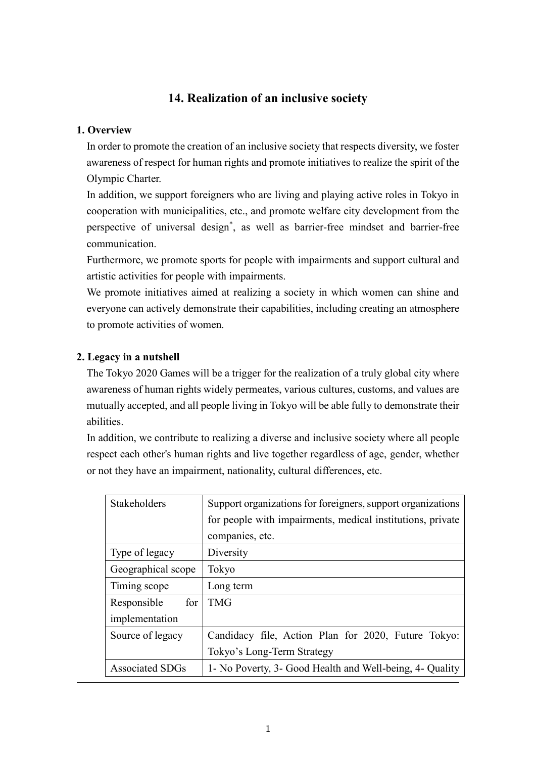# 14. Realization of an inclusive society

## 1. Overview

In order to promote the creation of an inclusive society that respects diversity, we foster awareness of respect for human rights and promote initiatives to realize the spirit of the Olympic Charter.

In addition, we support foreigners who are living and playing active roles in Tokyo in cooperation with municipalities, etc., and promote welfare city development from the perspective of universal design*, as well as barrier-free mindset and barrier-free communication.

Furthermore, we promote sports for people with impairments and support cultural and artistic activities for people with impairments.

We promote initiatives aimed at realizing a society in which women can shine and everyone can actively demonstrate their capabilities, including creating an atmosphere to promote activities of women.

## 2. Legacy in a nutshell

The Tokyo 2020 Games will be a trigger for the realization of a truly global city where awareness of human rights widely permeates, various cultures, customs, and values are mutually accepted, and all people living in Tokyo will be able fully to demonstrate their abilities.

In addition, we contribute to realizing a diverse and inclusive society where all people respect each other's human rights and live together regardless of age, gender, whether or not they have an impairment, nationality, cultural differences, etc.

| | |
|---|---|
| Stakeholders | Support organizations for foreigners, support organizations for people with impairments, medical institutions, private companies, etc. |
| Type of legacy | Diversity |
| Geographical scope | Tokyo |
| Timing scope | Long term |
| Responsible for implementation | TMG |
| Source of legacy | Candidacy file, Action Plan for 2020, Future Tokyo: Tokyo's Long-Term Strategy |
| Associated SDGs | 1- No Poverty, 3- Good Health and Well-being, 4- Quality |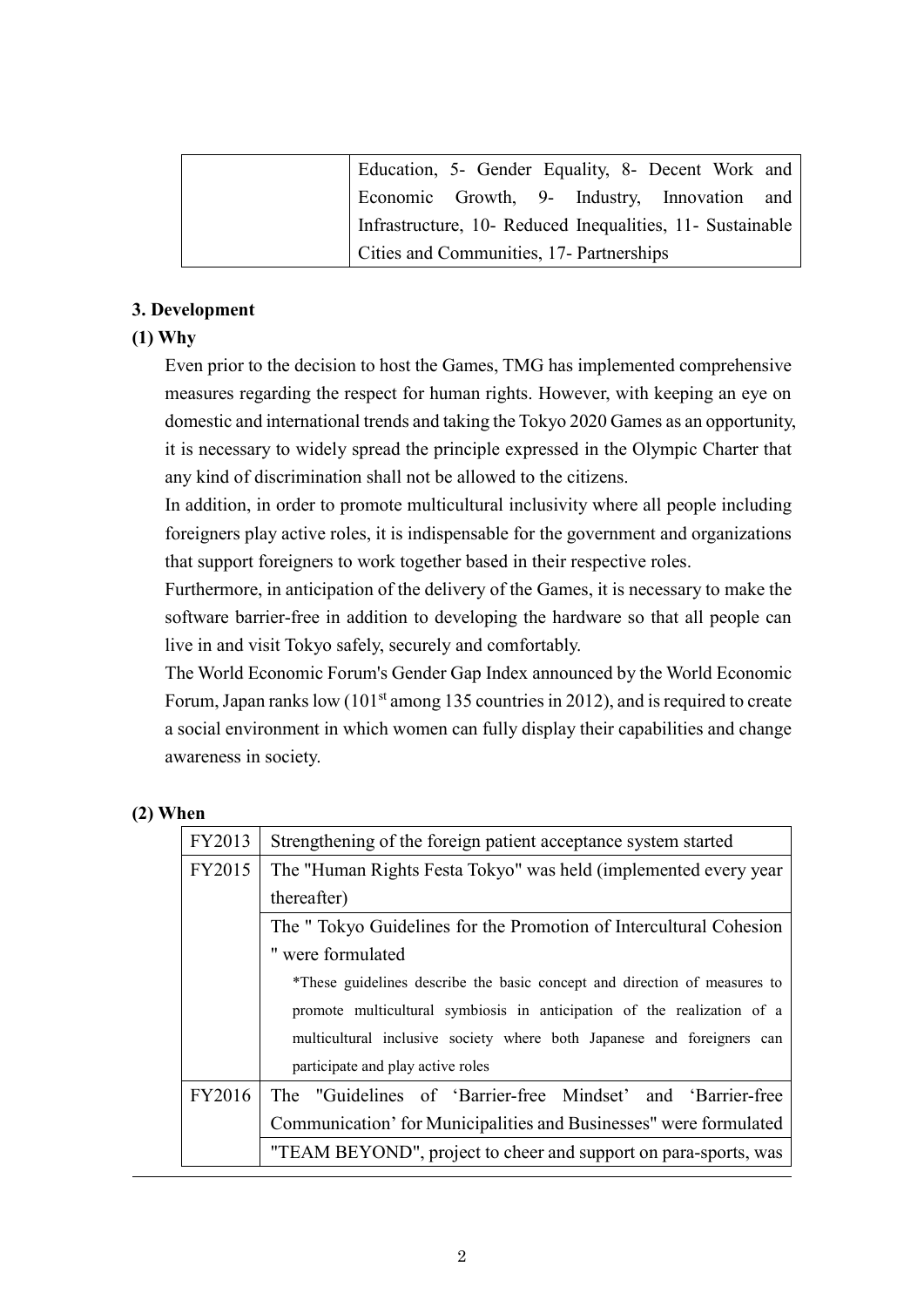|  | Education, 5- Gender Equality, 8- Decent Work and Economic Growth, 9- Industry, Innovation and Infrastructure, 10- Reduced Inequalities, 11- Sustainable Cities and Communities, 17- Partnerships |
|---|---|

### 3. Development

#### (1) Why

Even prior to the decision to host the Games, TMG has implemented comprehensive measures regarding the respect for human rights. However, with keeping an eye on domestic and international trends and taking the Tokyo 2020 Games as an opportunity, it is necessary to widely spread the principle expressed in the Olympic Charter that any kind of discrimination shall not be allowed to the citizens.

In addition, in order to promote multicultural inclusivity where all people including foreigners play active roles, it is indispensable for the government and organizations that support foreigners to work together based in their respective roles.

Furthermore, in anticipation of the delivery of the Games, it is necessary to make the software barrier-free in addition to developing the hardware so that all people can live in and visit Tokyo safely, securely and comfortably.

The World Economic Forum's Gender Gap Index announced by the World Economic Forum, Japan ranks low (101st among 135 countries in 2012), and is required to create a social environment in which women can fully display their capabilities and change awareness in society.

#### (2) When

| | |
|---|---|
| FY2013 | Strengthening of the foreign patient acceptance system started |
| FY2015 | The "Human Rights Festa Tokyo" was held (implemented every year thereafter) |
| | The " Tokyo Guidelines for the Promotion of Intercultural Cohesion " were formulated<br>*These guidelines describe the basic concept and direction of measures to promote multicultural symbiosis in anticipation of the realization of a multicultural inclusive society where both Japanese and foreigners can participate and play active roles |
| FY2016 | The "Guidelines of 'Barrier-free Mindset' and 'Barrier-free Communication' for Municipalities and Businesses" were formulated |
| | "TEAM BEYOND", project to cheer and support on para-sports, was |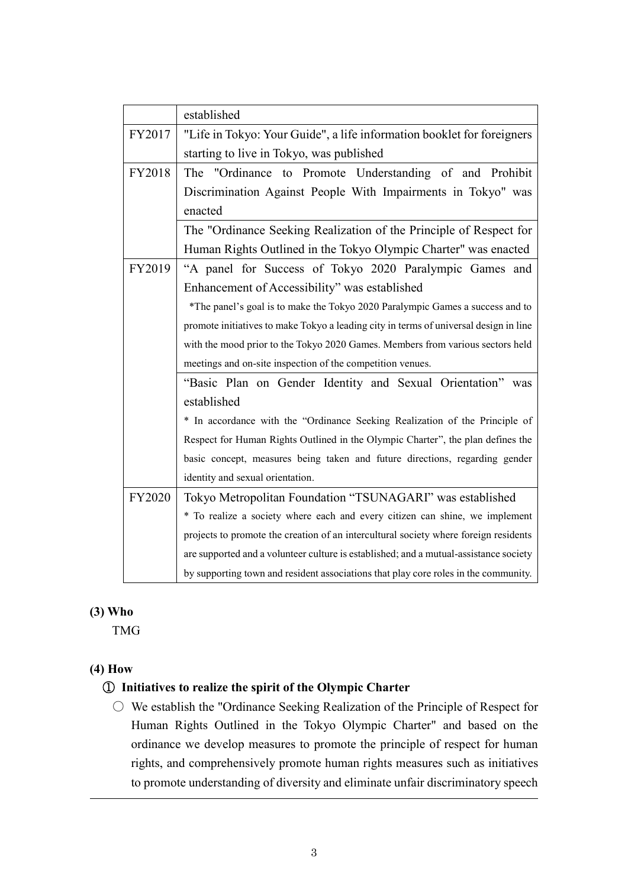|  |  |
|---|---|
|  | established |
| FY2017 | "Life in Tokyo: Your Guide", a life information booklet for foreigners starting to live in Tokyo, was published |
| FY2018 | The "Ordinance to Promote Understanding of and Prohibit Discrimination Against People With Impairments in Tokyo" was enacted |
|  | The "Ordinance Seeking Realization of the Principle of Respect for Human Rights Outlined in the Tokyo Olympic Charter" was enacted |
| FY2019 | "A panel for Success of Tokyo 2020 Paralympic Games and Enhancement of Accessibility" was established<br>*The panel's goal is to make the Tokyo 2020 Paralympic Games a success and to promote initiatives to make Tokyo a leading city in terms of universal design in line with the mood prior to the Tokyo 2020 Games. Members from various sectors held meetings and on-site inspection of the competition venues. |
|  | "Basic Plan on Gender Identity and Sexual Orientation" was established<br>* In accordance with the "Ordinance Seeking Realization of the Principle of Respect for Human Rights Outlined in the Olympic Charter", the plan defines the basic concept, measures being taken and future directions, regarding gender identity and sexual orientation. |
| FY2020 | Tokyo Metropolitan Foundation "TSUNAGARI" was established<br>* To realize a society where each and every citizen can shine, we implement projects to promote the creation of an intercultural society where foreign residents are supported and a volunteer culture is established; and a mutual-assistance society by supporting town and resident associations that play core roles in the community. |

**(3) Who**

TMG

**(4) How**

**① Initiatives to realize the spirit of the Olympic Charter**

○ We establish the "Ordinance Seeking Realization of the Principle of Respect for Human Rights Outlined in the Tokyo Olympic Charter" and based on the ordinance we develop measures to promote the principle of respect for human rights, and comprehensively promote human rights measures such as initiatives to promote understanding of diversity and eliminate unfair discriminatory speech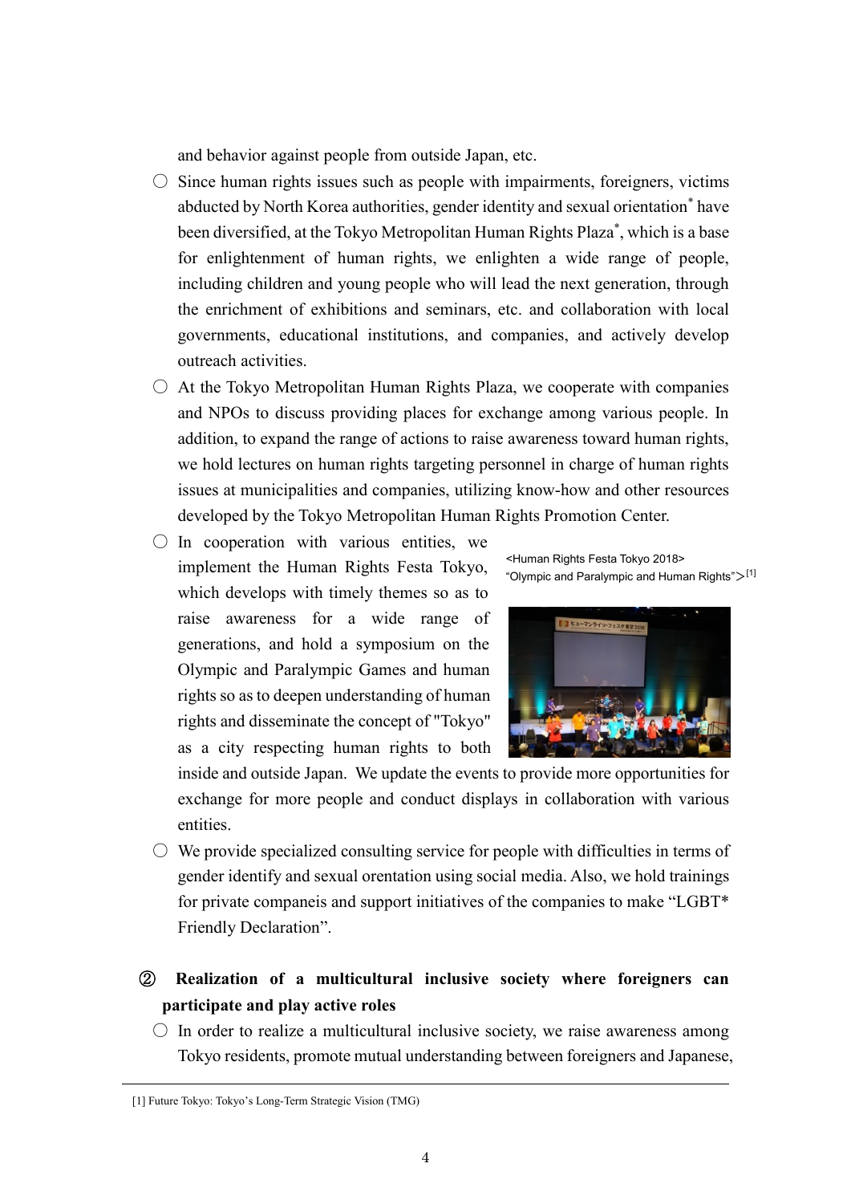and behavior against people from outside Japan, etc.

○ Since human rights issues such as people with impairments, foreigners, victims abducted by North Korea authorities, gender identity and sexual orientation* have been diversified, at the Tokyo Metropolitan Human Rights Plaza*, which is a base for enlightenment of human rights, we enlighten a wide range of people, including children and young people who will lead the next generation, through the enrichment of exhibitions and seminars, etc. and collaboration with local governments, educational institutions, and companies, and actively develop outreach activities.

○ At the Tokyo Metropolitan Human Rights Plaza, we cooperate with companies and NPOs to discuss providing places for exchange among various people. In addition, to expand the range of actions to raise awareness toward human rights, we hold lectures on human rights targeting personnel in charge of human rights issues at municipalities and companies, utilizing know-how and other resources developed by the Tokyo Metropolitan Human Rights Promotion Center.

○ In cooperation with various entities, we implement the Human Rights Festa Tokyo, which develops with timely themes so as to raise awareness for a wide range of generations, and hold a symposium on the Olympic and Paralympic Games and human rights so as to deepen understanding of human rights and disseminate the concept of "Tokyo" as a city respecting human rights to both inside and outside Japan. We update the events to provide more opportunities for exchange for more people and conduct displays in collaboration with various entities.

<Human Rights Festa Tokyo 2018>
"Olympic and Paralympic and Human Rights">[1]

○ We provide specialized consulting service for people with difficulties in terms of gender identify and sexual orentation using social media. Also, we hold trainings for private companeis and support initiatives of the companies to make "LGBT* Friendly Declaration".

### ② Realization of a multicultural inclusive society where foreigners can participate and play active roles

○ In order to realize a multicultural inclusive society, we raise awareness among Tokyo residents, promote mutual understanding between foreigners and Japanese,

[1] Future Tokyo: Tokyo's Long-Term Strategic Vision (TMG)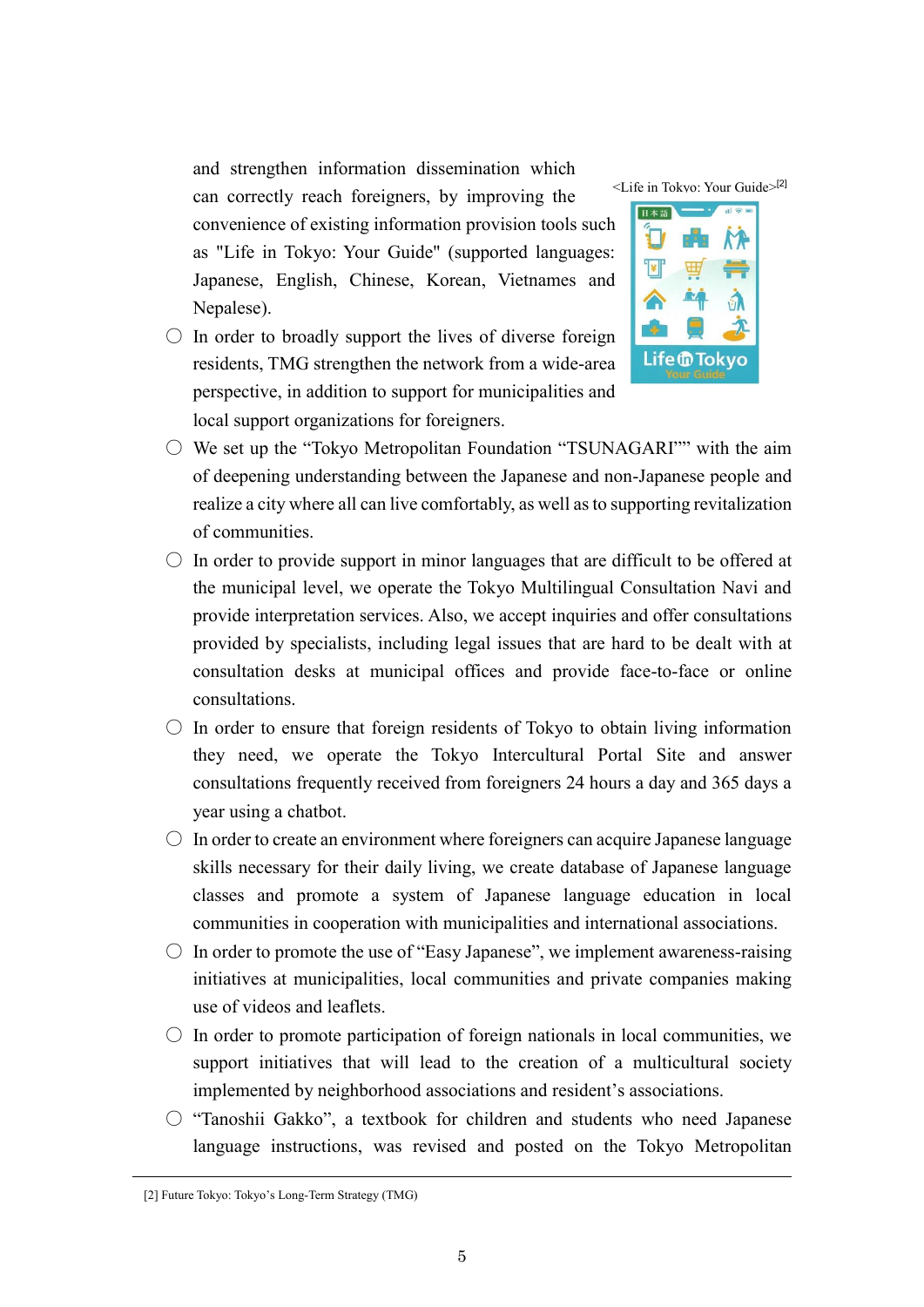and strengthen information dissemination which can correctly reach foreigners, by improving the convenience of existing information provision tools such as "Life in Tokyo: Your Guide" (supported languages: Japanese, English, Chinese, Korean, Vietnames and Nepalese).

<Life in Tokyo: Your Guide>[2]

- In order to broadly support the lives of diverse foreign residents, TMG strengthen the network from a wide-area perspective, in addition to support for municipalities and local support organizations for foreigners.
- We set up the "Tokyo Metropolitan Foundation "TSUNAGARI"" with the aim of deepening understanding between the Japanese and non-Japanese people and realize a city where all can live comfortably, as well as to supporting revitalization of communities.
- In order to provide support in minor languages that are difficult to be offered at the municipal level, we operate the Tokyo Multilingual Consultation Navi and provide interpretation services. Also, we accept inquiries and offer consultations provided by specialists, including legal issues that are hard to be dealt with at consultation desks at municipal offices and provide face-to-face or online consultations.
- In order to ensure that foreign residents of Tokyo to obtain living information they need, we operate the Tokyo Intercultural Portal Site and answer consultations frequently received from foreigners 24 hours a day and 365 days a year using a chatbot.
- In order to create an environment where foreigners can acquire Japanese language skills necessary for their daily living, we create database of Japanese language classes and promote a system of Japanese language education in local communities in cooperation with municipalities and international associations.
- In order to promote the use of "Easy Japanese", we implement awareness-raising initiatives at municipalities, local communities and private companies making use of videos and leaflets.
- In order to promote participation of foreign nationals in local communities, we support initiatives that will lead to the creation of a multicultural society implemented by neighborhood associations and resident's associations.
- "Tanoshii Gakko", a textbook for children and students who need Japanese language instructions, was revised and posted on the Tokyo Metropolitan

[2] Future Tokyo: Tokyo's Long-Term Strategy (TMG)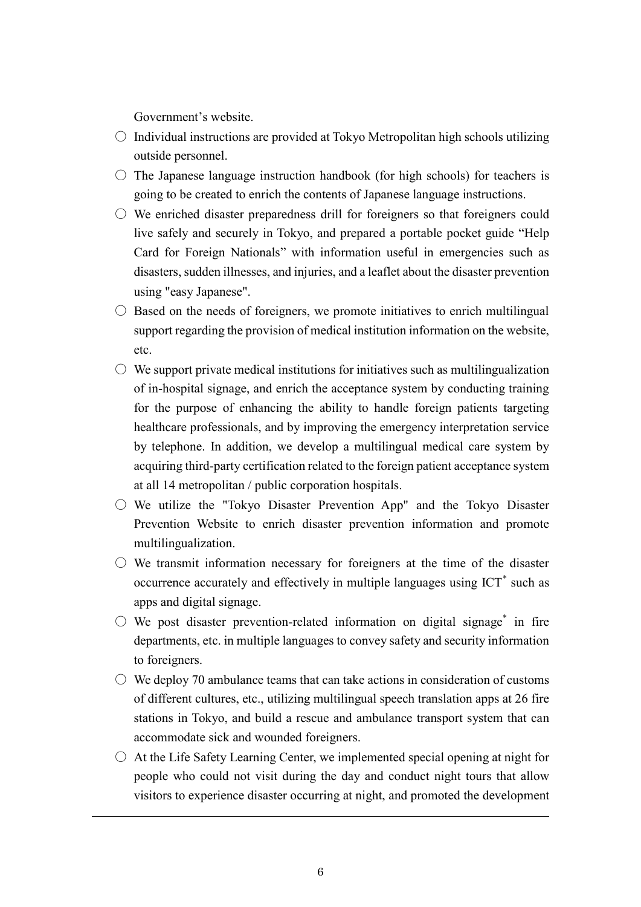Government's website.

- ○ Individual instructions are provided at Tokyo Metropolitan high schools utilizing outside personnel.
- ○ The Japanese language instruction handbook (for high schools) for teachers is going to be created to enrich the contents of Japanese language instructions.
- ○ We enriched disaster preparedness drill for foreigners so that foreigners could live safely and securely in Tokyo, and prepared a portable pocket guide "Help Card for Foreign Nationals" with information useful in emergencies such as disasters, sudden illnesses, and injuries, and a leaflet about the disaster prevention using "easy Japanese".
- ○ Based on the needs of foreigners, we promote initiatives to enrich multilingual support regarding the provision of medical institution information on the website, etc.
- ○ We support private medical institutions for initiatives such as multilingualization of in-hospital signage, and enrich the acceptance system by conducting training for the purpose of enhancing the ability to handle foreign patients targeting healthcare professionals, and by improving the emergency interpretation service by telephone. In addition, we develop a multilingual medical care system by acquiring third-party certification related to the foreign patient acceptance system at all 14 metropolitan / public corporation hospitals.
- ○ We utilize the "Tokyo Disaster Prevention App" and the Tokyo Disaster Prevention Website to enrich disaster prevention information and promote multilingualization.
- ○ We transmit information necessary for foreigners at the time of the disaster occurrence accurately and effectively in multiple languages using ICT* such as apps and digital signage.
- ○ We post disaster prevention-related information on digital signage* in fire departments, etc. in multiple languages to convey safety and security information to foreigners.
- ○ We deploy 70 ambulance teams that can take actions in consideration of customs of different cultures, etc., utilizing multilingual speech translation apps at 26 fire stations in Tokyo, and build a rescue and ambulance transport system that can accommodate sick and wounded foreigners.
- ○ At the Life Safety Learning Center, we implemented special opening at night for people who could not visit during the day and conduct night tours that allow visitors to experience disaster occurring at night, and promoted the development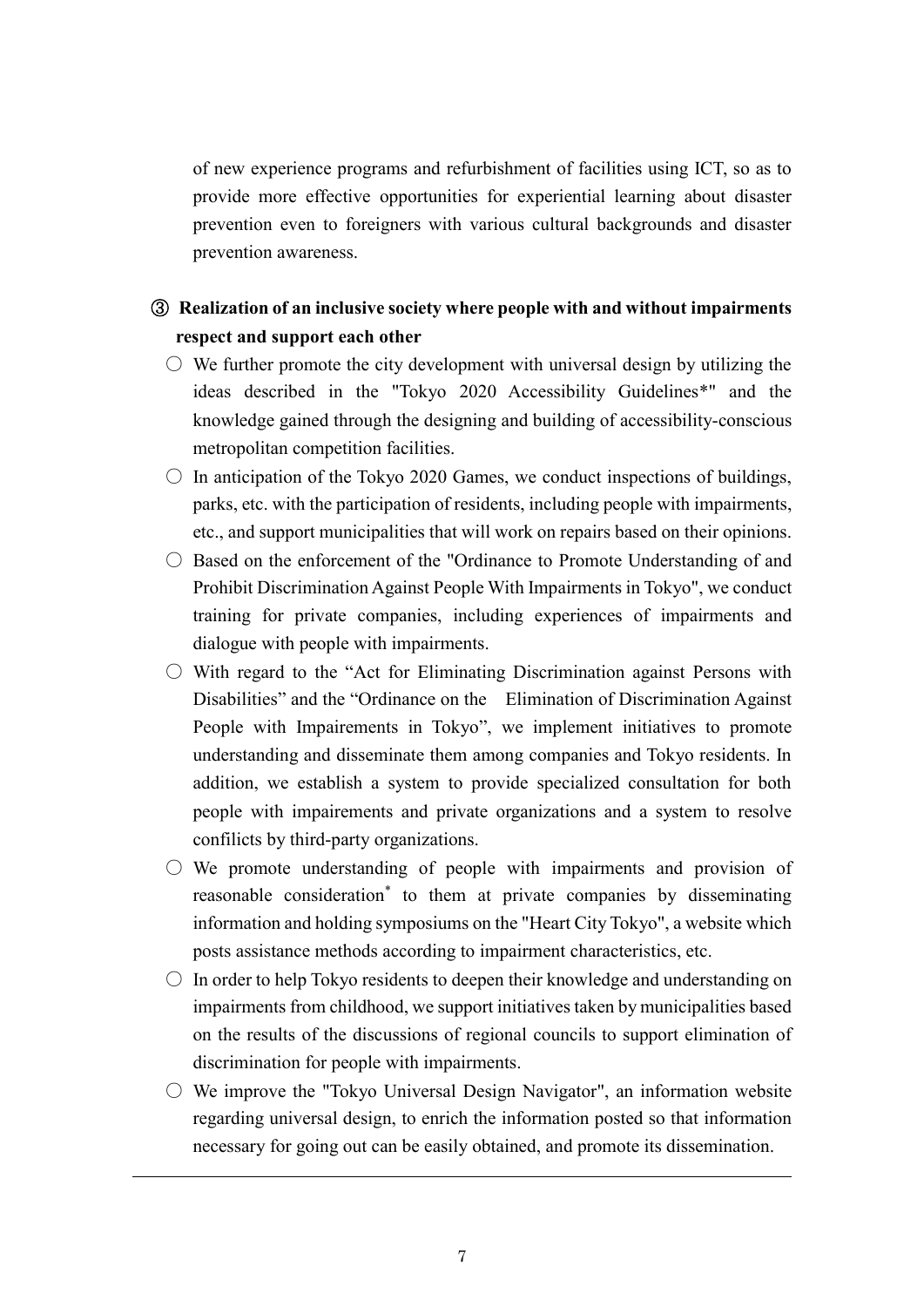of new experience programs and refurbishment of facilities using ICT, so as to provide more effective opportunities for experiential learning about disaster prevention even to foreigners with various cultural backgrounds and disaster prevention awareness.

### ③ Realization of an inclusive society where people with and without impairments respect and support each other

- ○ We further promote the city development with universal design by utilizing the ideas described in the "Tokyo 2020 Accessibility Guidelines*" and the knowledge gained through the designing and building of accessibility-conscious metropolitan competition facilities.
- ○ In anticipation of the Tokyo 2020 Games, we conduct inspections of buildings, parks, etc. with the participation of residents, including people with impairments, etc., and support municipalities that will work on repairs based on their opinions.
- ○ Based on the enforcement of the "Ordinance to Promote Understanding of and Prohibit Discrimination Against People With Impairments in Tokyo", we conduct training for private companies, including experiences of impairments and dialogue with people with impairments.
- ○ With regard to the "Act for Eliminating Discrimination against Persons with Disabilities" and the "Ordinance on the　Elimination of Discrimination Against People with Impairements in Tokyo", we implement initiatives to promote understanding and disseminate them among companies and Tokyo residents. In addition, we establish a system to provide specialized consultation for both people with impairements and private organizations and a system to resolve confilicts by third-party organizations.
- ○ We promote understanding of people with impairments and provision of reasonable consideration* to them at private companies by disseminating information and holding symposiums on the "Heart City Tokyo", a website which posts assistance methods according to impairment characteristics, etc.
- ○ In order to help Tokyo residents to deepen their knowledge and understanding on impairments from childhood, we support initiatives taken by municipalities based on the results of the discussions of regional councils to support elimination of discrimination for people with impairments.
- ○ We improve the "Tokyo Universal Design Navigator", an information website regarding universal design, to enrich the information posted so that information necessary for going out can be easily obtained, and promote its dissemination.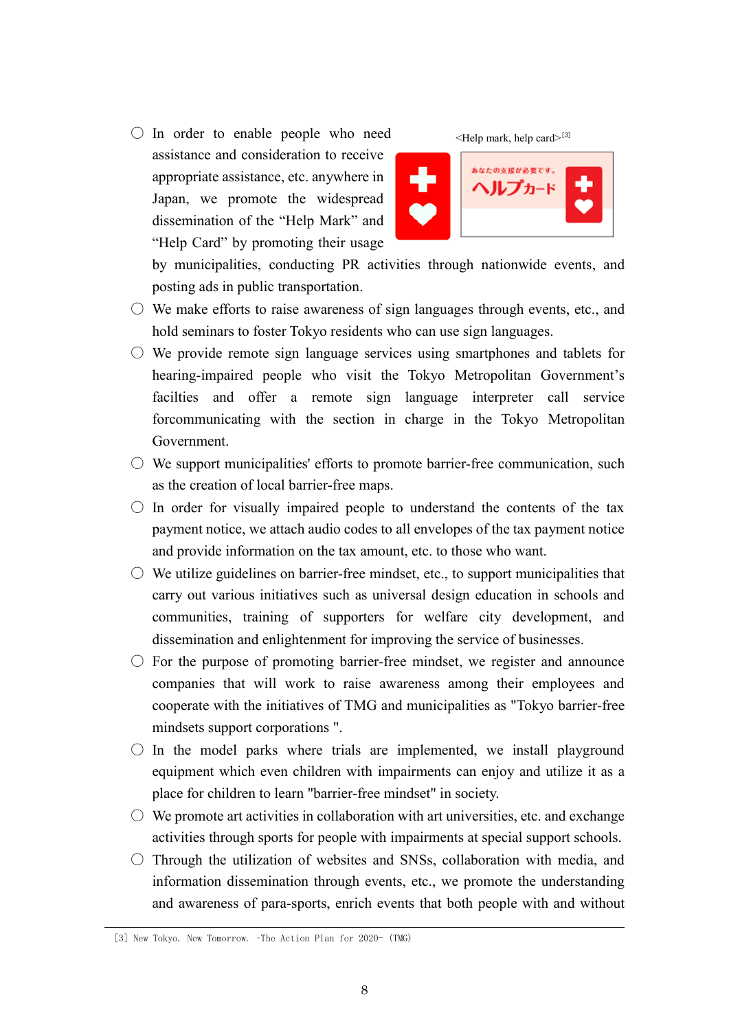- ○ In order to enable people who need assistance and consideration to receive appropriate assistance, etc. anywhere in Japan, we promote the widespread dissemination of the “Help Mark” and “Help Card” by promoting their usage by municipalities, conducting PR activities through nationwide events, and posting ads in public transportation.

<Help mark, help card>[3]

- ○ We make efforts to raise awareness of sign languages through events, etc., and hold seminars to foster Tokyo residents who can use sign languages.
- ○ We provide remote sign language services using smartphones and tablets for hearing-impaired people who visit the Tokyo Metropolitan Government’s facilties and offer a remote sign language interpreter call service forcommunicating with the section in charge in the Tokyo Metropolitan Government.
- ○ We support municipalities' efforts to promote barrier-free communication, such as the creation of local barrier-free maps.
- ○ In order for visually impaired people to understand the contents of the tax payment notice, we attach audio codes to all envelopes of the tax payment notice and provide information on the tax amount, etc. to those who want.
- ○ We utilize guidelines on barrier-free mindset, etc., to support municipalities that carry out various initiatives such as universal design education in schools and communities, training of supporters for welfare city development, and dissemination and enlightenment for improving the service of businesses.
- ○ For the purpose of promoting barrier-free mindset, we register and announce companies that will work to raise awareness among their employees and cooperate with the initiatives of TMG and municipalities as "Tokyo barrier-free mindsets support corporations ".
- ○ In the model parks where trials are implemented, we install playground equipment which even children with impairments can enjoy and utilize it as a place for children to learn "barrier-free mindset" in society.
- ○ We promote art activities in collaboration with art universities, etc. and exchange activities through sports for people with impairments at special support schools.
- ○ Through the utilization of websites and SNSs, collaboration with media, and information dissemination through events, etc., we promote the understanding and awareness of para-sports, enrich events that both people with and without

---

[3] New Tokyo. New Tomorrow. -The Action Plan for 2020- (TMG)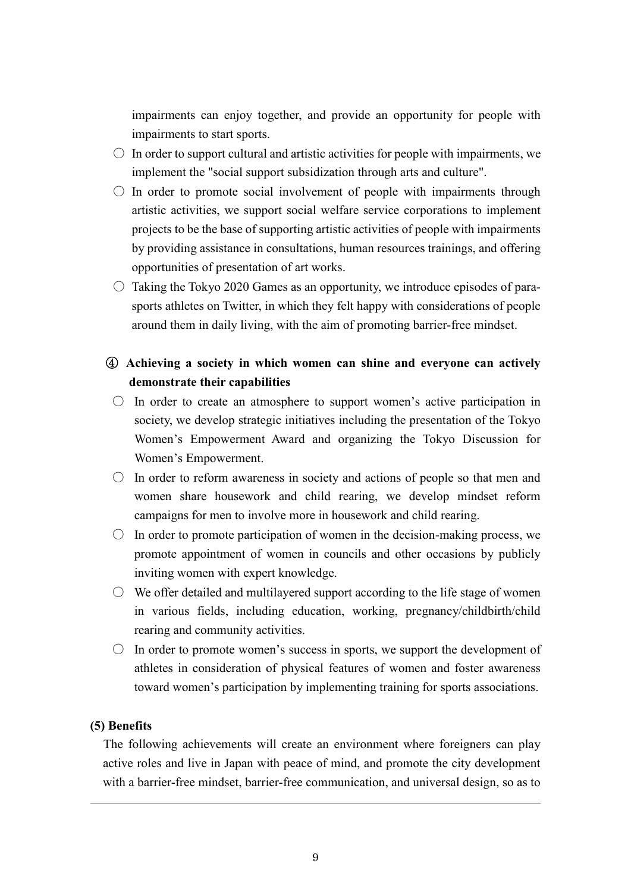impairments can enjoy together, and provide an opportunity for people with impairments to start sports.

- ○ In order to support cultural and artistic activities for people with impairments, we implement the "social support subsidization through arts and culture".
- ○ In order to promote social involvement of people with impairments through artistic activities, we support social welfare service corporations to implement projects to be the base of supporting artistic activities of people with impairments by providing assistance in consultations, human resources trainings, and offering opportunities of presentation of art works.
- ○ Taking the Tokyo 2020 Games as an opportunity, we introduce episodes of para-sports athletes on Twitter, in which they felt happy with considerations of people around them in daily living, with the aim of promoting barrier-free mindset.

**④ Achieving a society in which women can shine and everyone can actively demonstrate their capabilities**

- ○ In order to create an atmosphere to support women's active participation in society, we develop strategic initiatives including the presentation of the Tokyo Women's Empowerment Award and organizing the Tokyo Discussion for Women's Empowerment.
- ○ In order to reform awareness in society and actions of people so that men and women share housework and child rearing, we develop mindset reform campaigns for men to involve more in housework and child rearing.
- ○ In order to promote participation of women in the decision-making process, we promote appointment of women in councils and other occasions by publicly inviting women with expert knowledge.
- ○ We offer detailed and multilayered support according to the life stage of women in various fields, including education, working, pregnancy/childbirth/child rearing and community activities.
- ○ In order to promote women's success in sports, we support the development of athletes in consideration of physical features of women and foster awareness toward women's participation by implementing training for sports associations.

**(5) Benefits**

The following achievements will create an environment where foreigners can play active roles and live in Japan with peace of mind, and promote the city development with a barrier-free mindset, barrier-free communication, and universal design, so as to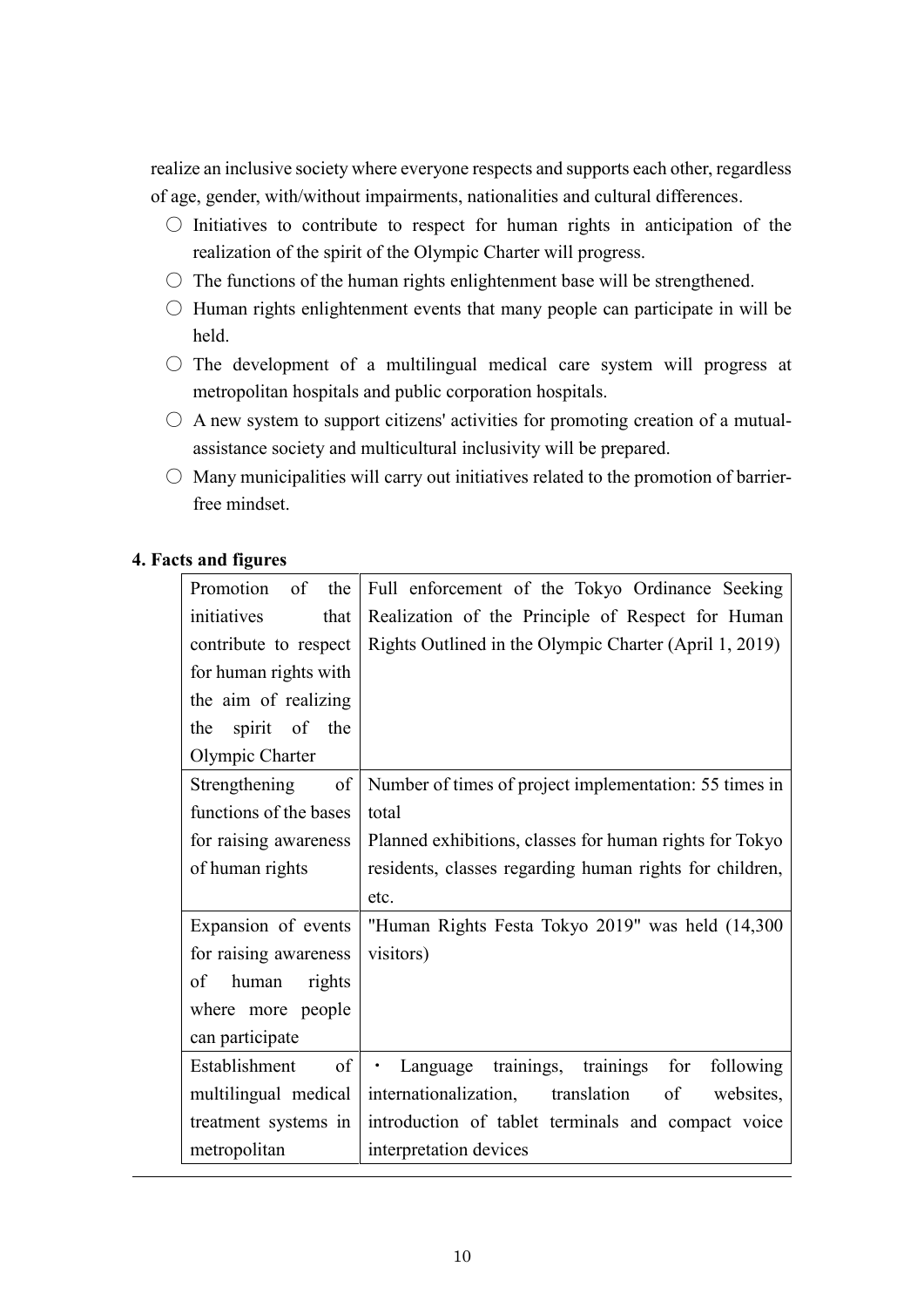realize an inclusive society where everyone respects and supports each other, regardless of age, gender, with/without impairments, nationalities and cultural differences.

- ○ Initiatives to contribute to respect for human rights in anticipation of the realization of the spirit of the Olympic Charter will progress.
- ○ The functions of the human rights enlightenment base will be strengthened.
- ○ Human rights enlightenment events that many people can participate in will be held.
- ○ The development of a multilingual medical care system will progress at metropolitan hospitals and public corporation hospitals.
- ○ A new system to support citizens' activities for promoting creation of a mutual-assistance society and multicultural inclusivity will be prepared.
- ○ Many municipalities will carry out initiatives related to the promotion of barrier-free mindset.

**4. Facts and figures**

| | |
|---|---|
| Promotion of the initiatives that contribute to respect for human rights with the aim of realizing the spirit of the Olympic Charter | Full enforcement of the Tokyo Ordinance Seeking Realization of the Principle of Respect for Human Rights Outlined in the Olympic Charter (April 1, 2019) |
| Strengthening of functions of the bases for raising awareness of human rights | Number of times of project implementation: 55 times in total<br>Planned exhibitions, classes for human rights for Tokyo residents, classes regarding human rights for children, etc. |
| Expansion of events for raising awareness of human rights where more people can participate | "Human Rights Festa Tokyo 2019" was held (14,300 visitors) |
| Establishment of multilingual medical treatment systems in metropolitan | ・ Language trainings, trainings for following internationalization, translation of websites, introduction of tablet terminals and compact voice interpretation devices |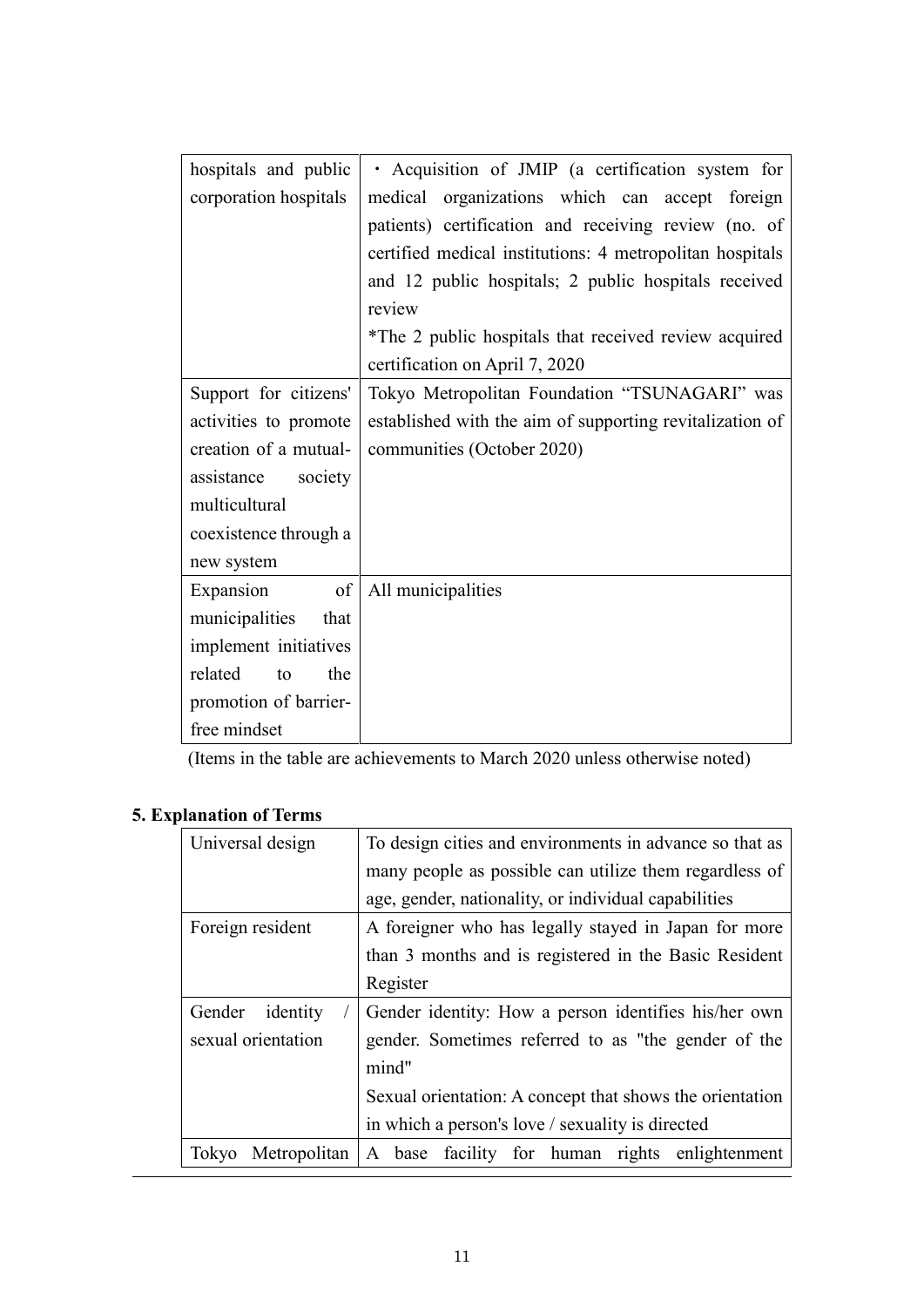| | |
|---|---|
| hospitals and public corporation hospitals | ・Acquisition of JMIP (a certification system for medical organizations which can accept foreign patients) certification and receiving review (no. of certified medical institutions: 4 metropolitan hospitals and 12 public hospitals; 2 public hospitals received review<br>*The 2 public hospitals that received review acquired certification on April 7, 2020 |
| Support for citizens' activities to promote creation of a mutual-assistance society multicultural coexistence through a new system | Tokyo Metropolitan Foundation "TSUNAGARI" was established with the aim of supporting revitalization of communities (October 2020) |
| Expansion of municipalities that implement initiatives related to the promotion of barrier-free mindset | All municipalities |

(Items in the table are achievements to March 2020 unless otherwise noted)

## 5. Explanation of Terms

| | |
|---|---|
| Universal design | To design cities and environments in advance so that as many people as possible can utilize them regardless of age, gender, nationality, or individual capabilities |
| Foreign resident | A foreigner who has legally stayed in Japan for more than 3 months and is registered in the Basic Resident Register |
| Gender identity / sexual orientation | Gender identity: How a person identifies his/her own gender. Sometimes referred to as "the gender of the mind"<br>Sexual orientation: A concept that shows the orientation in which a person's love / sexuality is directed |
| Tokyo Metropolitan | A base facility for human rights enlightenment |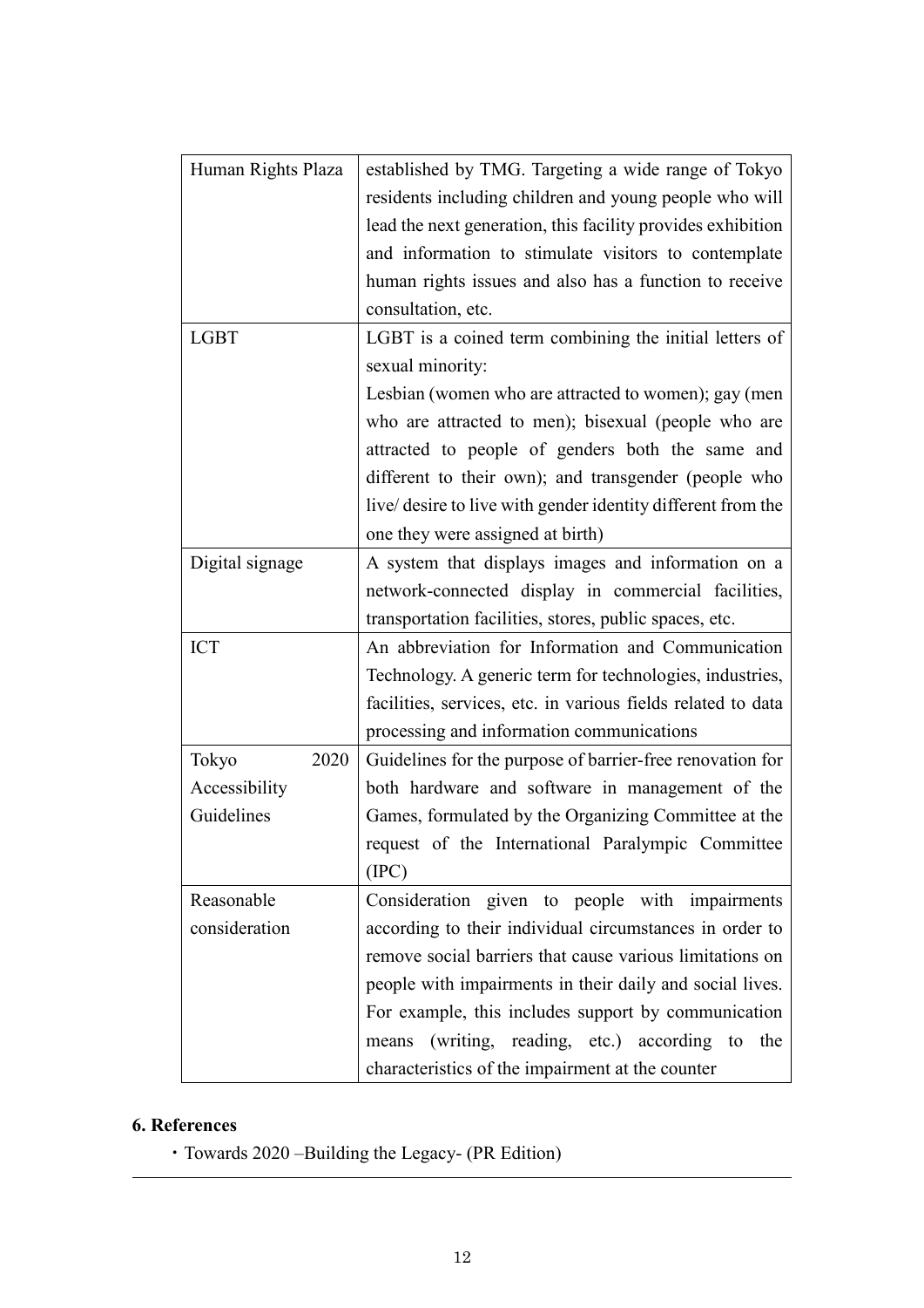| | |
|---|---|
| Human Rights Plaza | established by TMG. Targeting a wide range of Tokyo residents including children and young people who will lead the next generation, this facility provides exhibition and information to stimulate visitors to contemplate human rights issues and also has a function to receive consultation, etc. |
| LGBT | LGBT is a coined term combining the initial letters of sexual minority: Lesbian (women who are attracted to women); gay (men who are attracted to men); bisexual (people who are attracted to people of genders both the same and different to their own); and transgender (people who live/ desire to live with gender identity different from the one they were assigned at birth) |
| Digital signage | A system that displays images and information on a network-connected display in commercial facilities, transportation facilities, stores, public spaces, etc. |
| ICT | An abbreviation for Information and Communication Technology. A generic term for technologies, industries, facilities, services, etc. in various fields related to data processing and information communications |
| Tokyo 2020 Accessibility Guidelines | Guidelines for the purpose of barrier-free renovation for both hardware and software in management of the Games, formulated by the Organizing Committee at the request of the International Paralympic Committee (IPC) |
| Reasonable consideration | Consideration given to people with impairments according to their individual circumstances in order to remove social barriers that cause various limitations on people with impairments in their daily and social lives. For example, this includes support by communication means (writing, reading, etc.) according to the characteristics of the impairment at the counter |

## 6. References

・Towards 2020 –Building the Legacy- (PR Edition)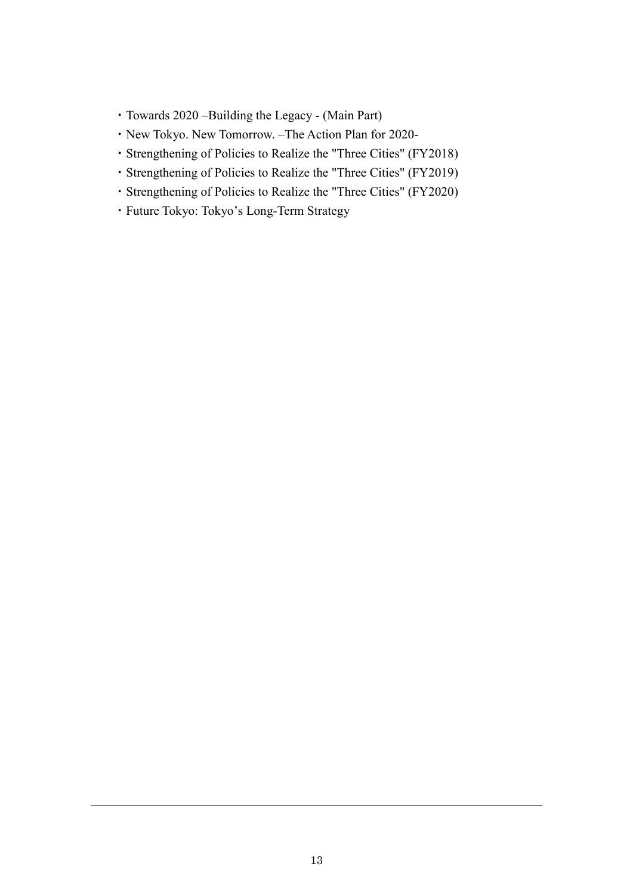- Towards 2020 –Building the Legacy - (Main Part)
- New Tokyo. New Tomorrow. –The Action Plan for 2020-
- Strengthening of Policies to Realize the "Three Cities" (FY2018)
- Strengthening of Policies to Realize the "Three Cities" (FY2019)
- Strengthening of Policies to Realize the "Three Cities" (FY2020)
- Future Tokyo: Tokyo's Long-Term Strategy